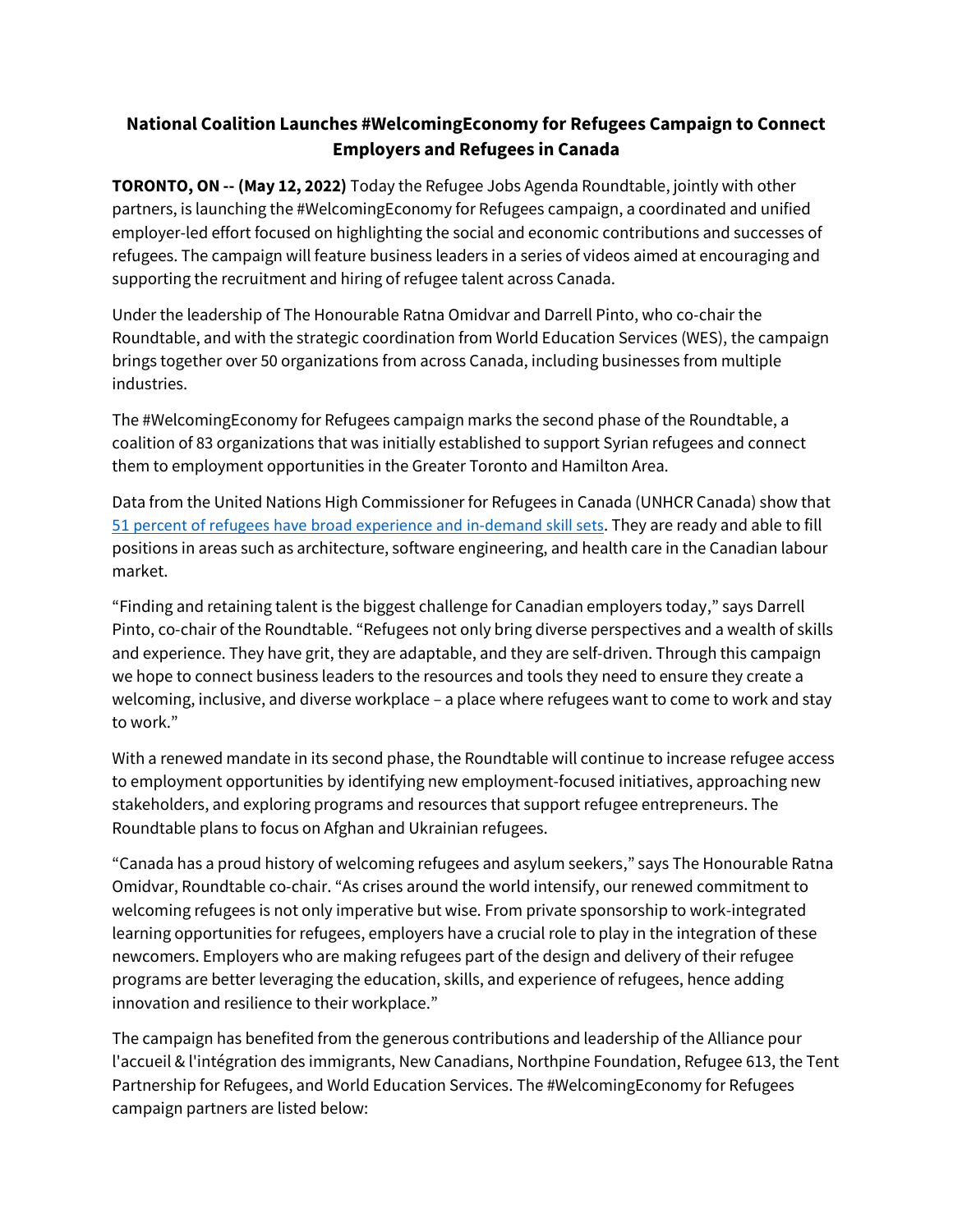# National Coalition Launches #WelcomingEconomy for Refugees Campaign to Connect Employers and Refugees in Canada

**TORONTO, ON -- (May 12, 2022)** Today the Refugee Jobs Agenda Roundtable, jointly with other partners, is launching the #WelcomingEconomy for Refugees campaign, a coordinated and unified employer-led effort focused on highlighting the social and economic contributions and successes of refugees. The campaign will feature business leaders in a series of videos aimed at encouraging and supporting the recruitment and hiring of refugee talent across Canada.

Under the leadership of The Honourable Ratna Omidvar and Darrell Pinto, who co-chair the Roundtable, and with the strategic coordination from World Education Services (WES), the campaign brings together over 50 organizations from across Canada, including businesses from multiple industries.

The #WelcomingEconomy for Refugees campaign marks the second phase of the Roundtable, a coalition of 83 organizations that was initially established to support Syrian refugees and connect them to employment opportunities in the Greater Toronto and Hamilton Area.

Data from the United Nations High Commissioner for Refugees in Canada (UNHCR Canada) show that 51 percent of refugees have broad experience and in-demand skill sets. They are ready and able to fill positions in areas such as architecture, software engineering, and health care in the Canadian labour market.

"Finding and retaining talent is the biggest challenge for Canadian employers today," says Darrell Pinto, co-chair of the Roundtable. "Refugees not only bring diverse perspectives and a wealth of skills and experience. They have grit, they are adaptable, and they are self-driven. Through this campaign we hope to connect business leaders to the resources and tools they need to ensure they create a welcoming, inclusive, and diverse workplace – a place where refugees want to come to work and stay to work."

With a renewed mandate in its second phase, the Roundtable will continue to increase refugee access to employment opportunities by identifying new employment-focused initiatives, approaching new stakeholders, and exploring programs and resources that support refugee entrepreneurs. The Roundtable plans to focus on Afghan and Ukrainian refugees.

"Canada has a proud history of welcoming refugees and asylum seekers," says The Honourable Ratna Omidvar, Roundtable co-chair. "As crises around the world intensify, our renewed commitment to welcoming refugees is not only imperative but wise. From private sponsorship to work-integrated learning opportunities for refugees, employers have a crucial role to play in the integration of these newcomers. Employers who are making refugees part of the design and delivery of their refugee programs are better leveraging the education, skills, and experience of refugees, hence adding innovation and resilience to their workplace."

The campaign has benefited from the generous contributions and leadership of the Alliance pour l'accueil & l'intégration des immigrants, New Canadians, Northpine Foundation, Refugee 613, the Tent Partnership for Refugees, and World Education Services. The #WelcomingEconomy for Refugees campaign partners are listed below: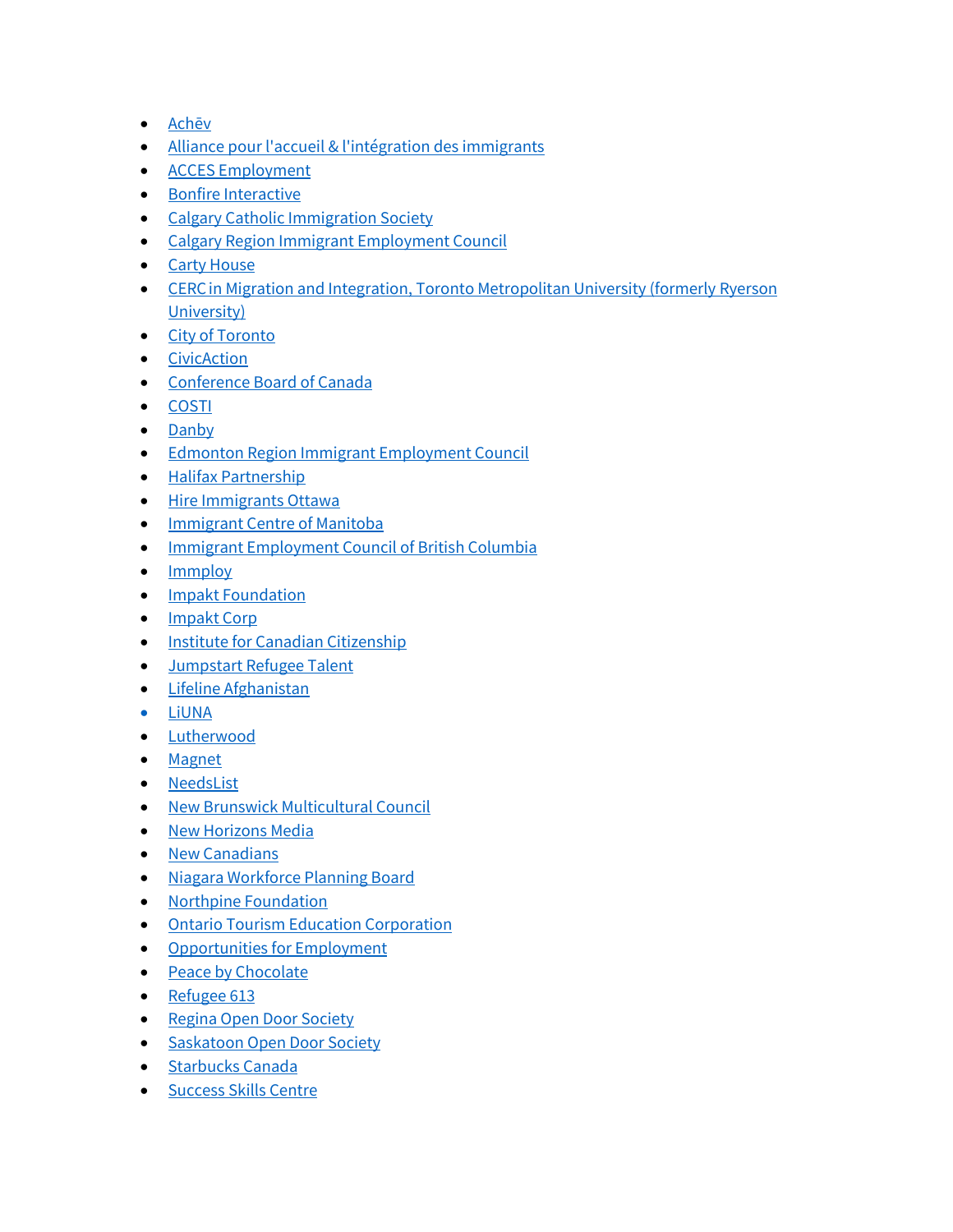- Achēv
- Alliance pour l'accueil & l'intégration des immigrants
- ACCES Employment
- Bonfire Interactive
- Calgary Catholic Immigration Society
- Calgary Region Immigrant Employment Council
- Carty House
- CERC in Migration and Integration, Toronto Metropolitan University (formerly Ryerson University)
- City of Toronto
- CivicAction
- Conference Board of Canada
- COSTI
- Danby
- Edmonton Region Immigrant Employment Council
- Halifax Partnership
- Hire Immigrants Ottawa
- Immigrant Centre of Manitoba
- Immigrant Employment Council of British Columbia
- Immploy
- Impakt Foundation
- Impakt Corp
- Institute for Canadian Citizenship
- Jumpstart Refugee Talent
- Lifeline Afghanistan
- LiUNA
- Lutherwood
- Magnet
- NeedsList
- New Brunswick Multicultural Council
- New Horizons Media
- New Canadians
- Niagara Workforce Planning Board
- Northpine Foundation
- Ontario Tourism Education Corporation
- Opportunities for Employment
- Peace by Chocolate
- Refugee 613
- Regina Open Door Society
- Saskatoon Open Door Society
- Starbucks Canada
- Success Skills Centre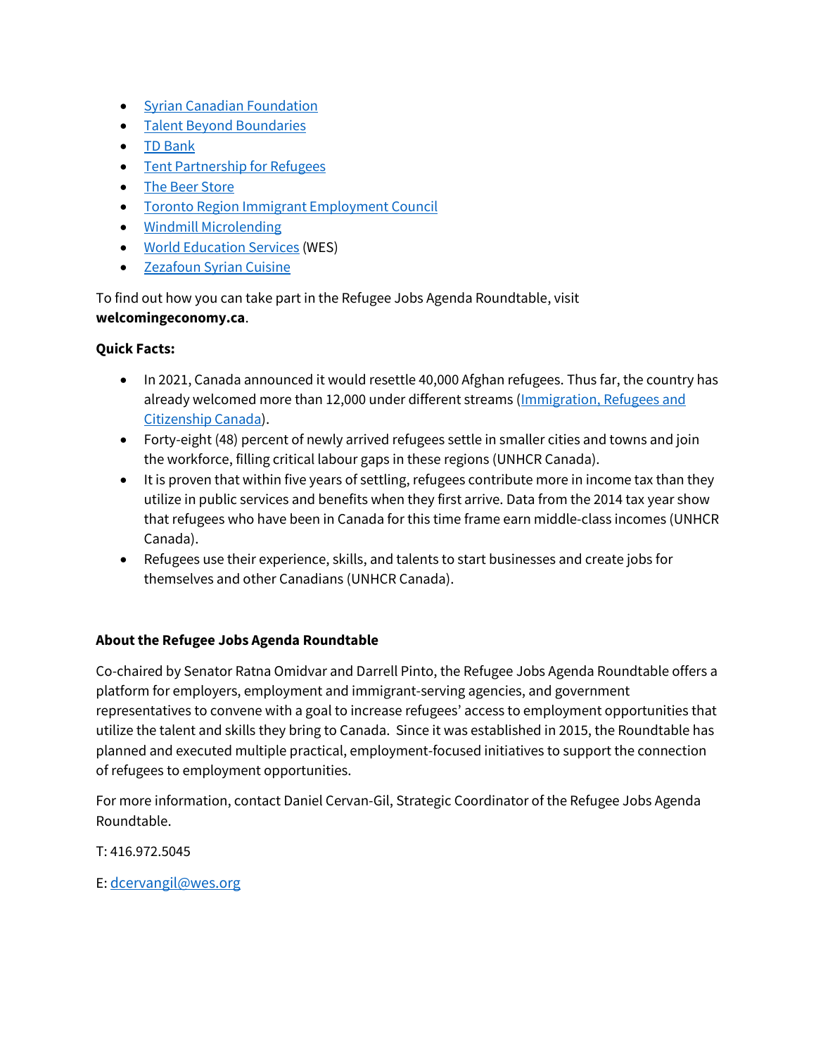- Syrian Canadian Foundation
- Talent Beyond Boundaries
- TD Bank
- Tent Partnership for Refugees
- The Beer Store
- Toronto Region Immigrant Employment Council
- Windmill Microlending
- World Education Services (WES)
- Zezafoun Syrian Cuisine

To find out how you can take part in the Refugee Jobs Agenda Roundtable, visit **welcomingeconomy.ca**.

**Quick Facts:**

- In 2021, Canada announced it would resettle 40,000 Afghan refugees. Thus far, the country has already welcomed more than 12,000 under different streams (Immigration, Refugees and Citizenship Canada).
- Forty-eight (48) percent of newly arrived refugees settle in smaller cities and towns and join the workforce, filling critical labour gaps in these regions (UNHCR Canada).
- It is proven that within five years of settling, refugees contribute more in income tax than they utilize in public services and benefits when they first arrive. Data from the 2014 tax year show that refugees who have been in Canada for this time frame earn middle-class incomes (UNHCR Canada).
- Refugees use their experience, skills, and talents to start businesses and create jobs for themselves and other Canadians (UNHCR Canada).

**About the Refugee Jobs Agenda Roundtable**

Co-chaired by Senator Ratna Omidvar and Darrell Pinto, the Refugee Jobs Agenda Roundtable offers a platform for employers, employment and immigrant-serving agencies, and government representatives to convene with a goal to increase refugees' access to employment opportunities that utilize the talent and skills they bring to Canada. Since it was established in 2015, the Roundtable has planned and executed multiple practical, employment-focused initiatives to support the connection of refugees to employment opportunities.

For more information, contact Daniel Cervan-Gil, Strategic Coordinator of the Refugee Jobs Agenda Roundtable.

T: 416.972.5045

E: dcervangil@wes.org